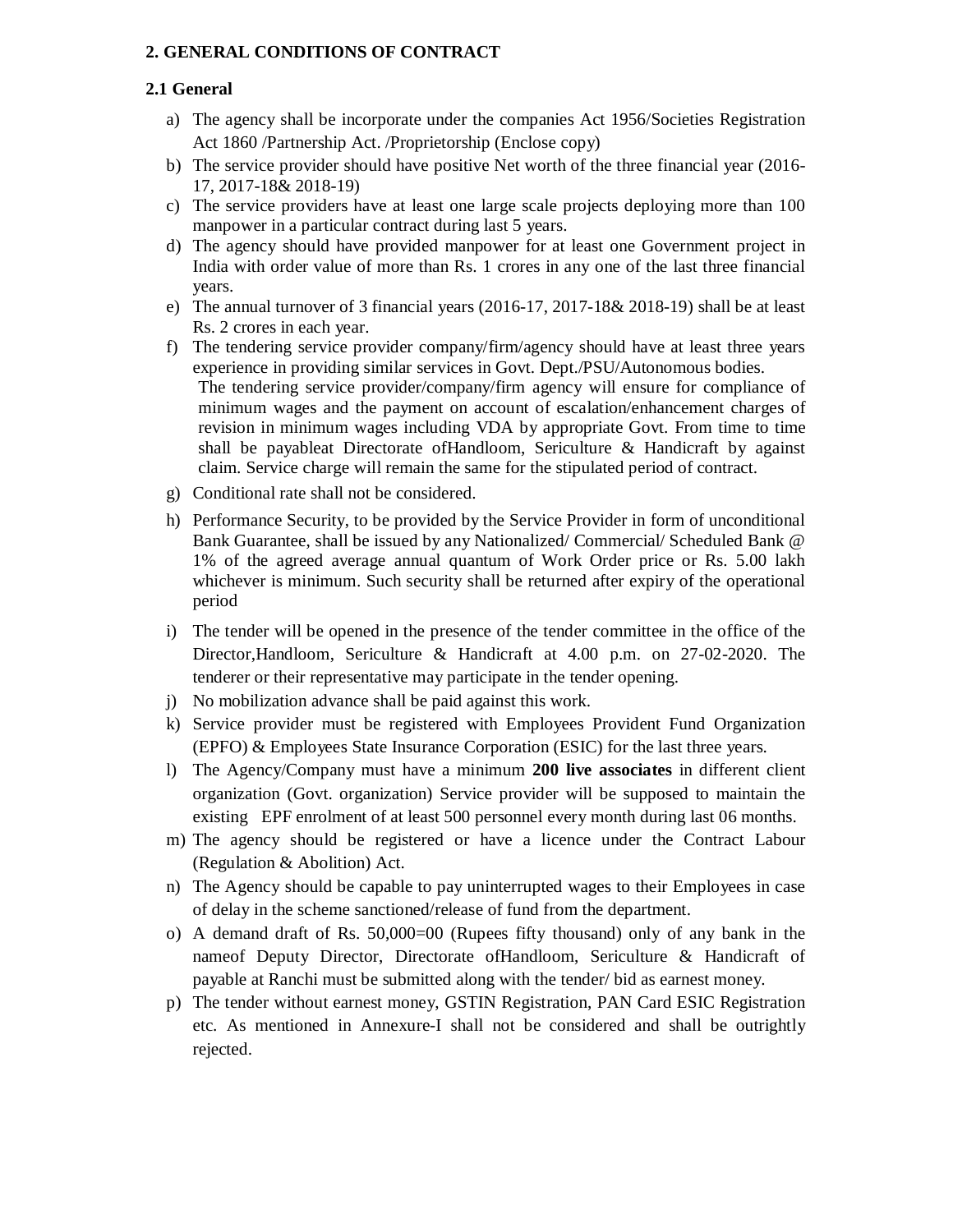## 2. GENERAL CONDITIONS OF CONTRACT

### 2.1 General

a) The agency shall be incorporate under the companies Act 1956/Societies Registration Act 1860 /Partnership Act. /Proprietorship (Enclose copy)

b) The service provider should have positive Net worth of the three financial year (2016-17, 2017-18& 2018-19)

c) The service providers have at least one large scale projects deploying more than 100 manpower in a particular contract during last 5 years.

d) The agency should have provided manpower for at least one Government project in India with order value of more than Rs. 1 crores in any one of the last three financial years.

e) The annual turnover of 3 financial years (2016-17, 2017-18& 2018-19) shall be at least Rs. 2 crores in each year.

f) The tendering service provider company/firm/agency should have at least three years experience in providing similar services in Govt. Dept./PSU/Autonomous bodies.
   The tendering service provider/company/firm agency will ensure for compliance of minimum wages and the payment on account of escalation/enhancement charges of revision in minimum wages including VDA by appropriate Govt. From time to time shall be payableat Directorate ofHandloom, Sericulture & Handicraft by against claim. Service charge will remain the same for the stipulated period of contract.

g) Conditional rate shall not be considered.

h) Performance Security, to be provided by the Service Provider in form of unconditional Bank Guarantee, shall be issued by any Nationalized/ Commercial/ Scheduled Bank @ 1% of the agreed average annual quantum of Work Order price or Rs. 5.00 lakh whichever is minimum. Such security shall be returned after expiry of the operational period

i) The tender will be opened in the presence of the tender committee in the office of the Director,Handloom, Sericulture & Handicraft at 4.00 p.m. on 27-02-2020. The tenderer or their representative may participate in the tender opening.

j) No mobilization advance shall be paid against this work.

k) Service provider must be registered with Employees Provident Fund Organization (EPFO) & Employees State Insurance Corporation (ESIC) for the last three years.

l) The Agency/Company must have a minimum **200 live associates** in different client organization (Govt. organization) Service provider will be supposed to maintain the existing EPF enrolment of at least 500 personnel every month during last 06 months.

m) The agency should be registered or have a licence under the Contract Labour (Regulation & Abolition) Act.

n) The Agency should be capable to pay uninterrupted wages to their Employees in case of delay in the scheme sanctioned/release of fund from the department.

o) A demand draft of Rs. 50,000=00 (Rupees fifty thousand) only of any bank in the nameof Deputy Director, Directorate ofHandloom, Sericulture & Handicraft of payable at Ranchi must be submitted along with the tender/ bid as earnest money.

p) The tender without earnest money, GSTIN Registration, PAN Card ESIC Registration etc. As mentioned in Annexure-I shall not be considered and shall be outrightly rejected.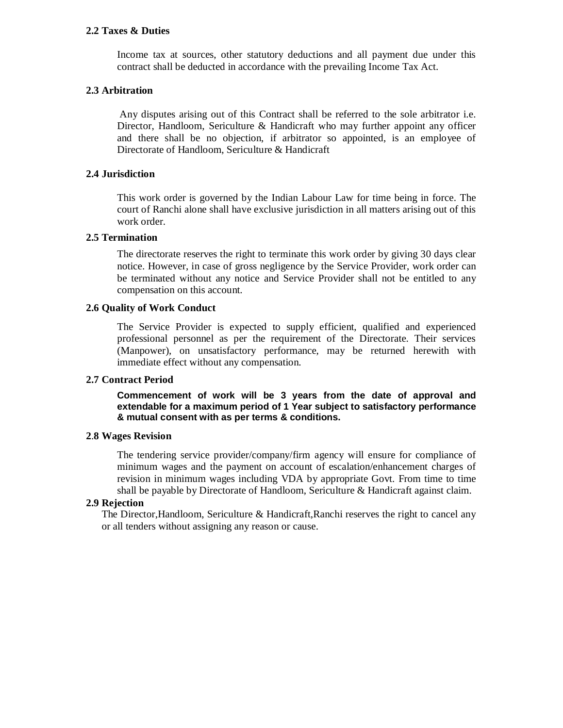### 2.2 Taxes & Duties

Income tax at sources, other statutory deductions and all payment due under this contract shall be deducted in accordance with the prevailing Income Tax Act.

### 2.3 Arbitration

Any disputes arising out of this Contract shall be referred to the sole arbitrator i.e. Director, Handloom, Sericulture & Handicraft who may further appoint any officer and there shall be no objection, if arbitrator so appointed, is an employee of Directorate of Handloom, Sericulture & Handicraft

### 2.4 Jurisdiction

This work order is governed by the Indian Labour Law for time being in force. The court of Ranchi alone shall have exclusive jurisdiction in all matters arising out of this work order.

### 2.5 Termination

The directorate reserves the right to terminate this work order by giving 30 days clear notice. However, in case of gross negligence by the Service Provider, work order can be terminated without any notice and Service Provider shall not be entitled to any compensation on this account.

### 2.6 Quality of Work Conduct

The Service Provider is expected to supply efficient, qualified and experienced professional personnel as per the requirement of the Directorate. Their services (Manpower), on unsatisfactory performance, may be returned herewith with immediate effect without any compensation.

### 2.7 Contract Period

**Commencement of work will be 3 years from the date of approval and extendable for a maximum period of 1 Year subject to satisfactory performance & mutual consent with as per terms & conditions.**

### 2.8 Wages Revision

The tendering service provider/company/firm agency will ensure for compliance of minimum wages and the payment on account of escalation/enhancement charges of revision in minimum wages including VDA by appropriate Govt. From time to time shall be payable by Directorate of Handloom, Sericulture & Handicraft against claim.

### 2.9 Rejection

The Director,Handloom, Sericulture & Handicraft,Ranchi reserves the right to cancel any or all tenders without assigning any reason or cause.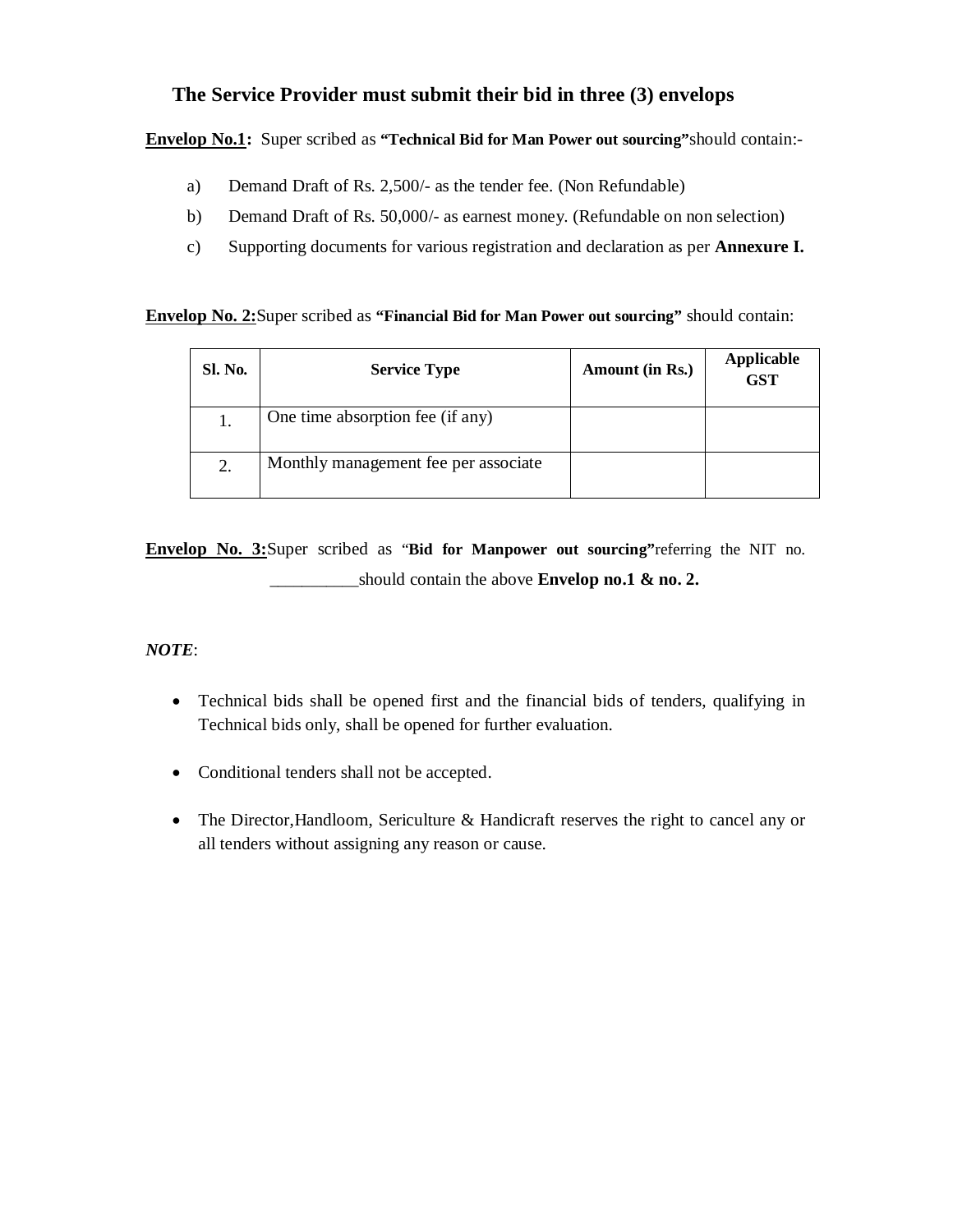## The Service Provider must submit their bid in three (3) envelops

**Envelop No.1:** Super scribed as **"Technical Bid for Man Power out sourcing"**should contain:-

a) Demand Draft of Rs. 2,500/- as the tender fee. (Non Refundable)

b) Demand Draft of Rs. 50,000/- as earnest money. (Refundable on non selection)

c) Supporting documents for various registration and declaration as per **Annexure I.**

**Envelop No. 2:**Super scribed as **"Financial Bid for Man Power out sourcing"** should contain:

| Sl. No. | Service Type | Amount (in Rs.) | Applicable GST |
|---|---|---|---|
| 1. | One time absorption fee (if any) | | |
| 2. | Monthly management fee per associate | | |

**Envelop No. 3:**Super scribed as "**Bid for Manpower out sourcing"**referring the NIT no. __________should contain the above **Envelop no.1 & no. 2.**

***NOTE***:

- Technical bids shall be opened first and the financial bids of tenders, qualifying in Technical bids only, shall be opened for further evaluation.
- Conditional tenders shall not be accepted.
- The Director,Handloom, Sericulture & Handicraft reserves the right to cancel any or all tenders without assigning any reason or cause.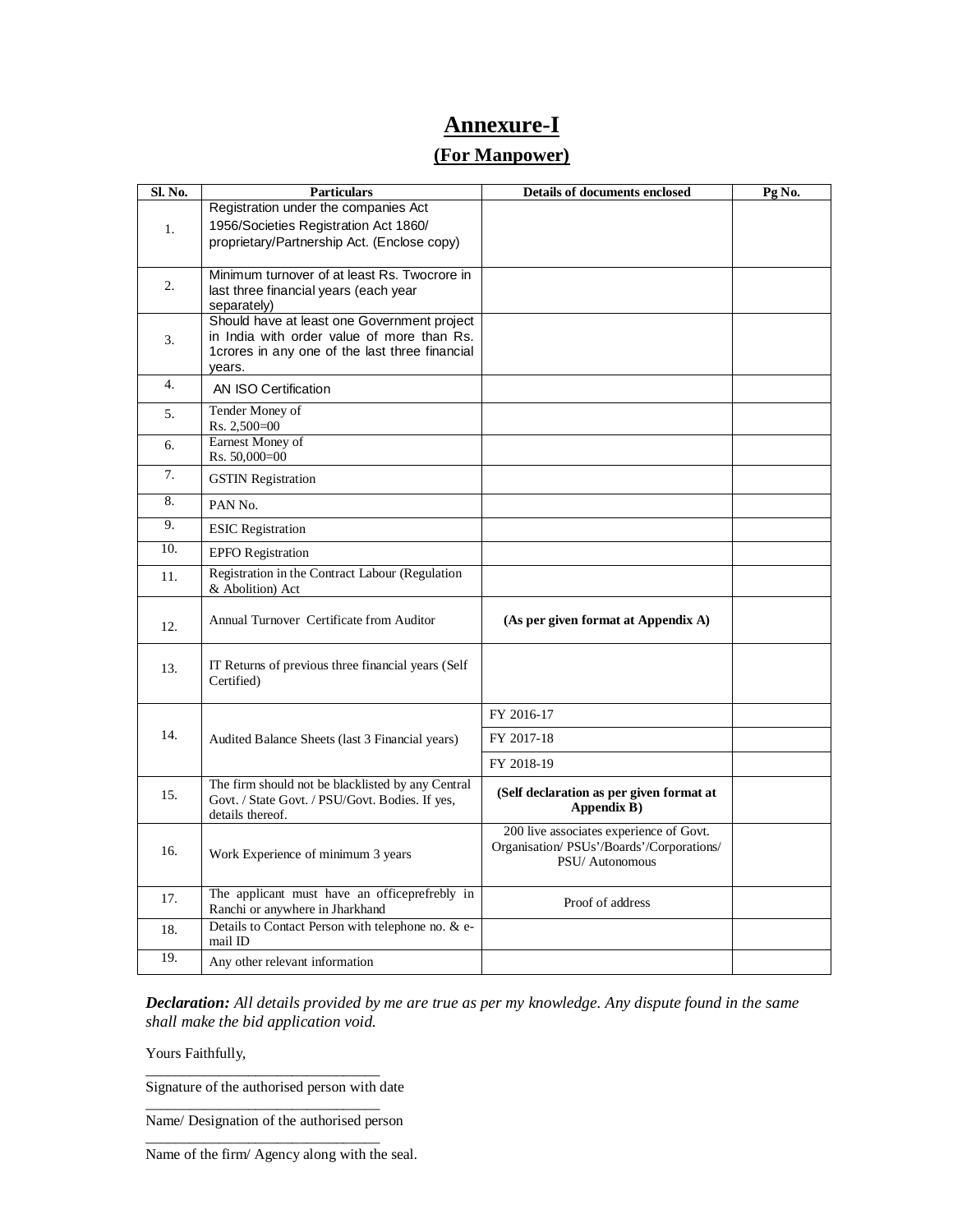# Annexure-I

## (For Manpower)

| Sl. No. | Particulars | Details of documents enclosed | Pg No. |
|---|---|---|---|
| 1. | Registration under the companies Act 1956/Societies Registration Act 1860/ proprietary/Partnership Act. (Enclose copy) | | |
| 2. | Minimum turnover of at least Rs. Twocrore in last three financial years (each year separately) | | |
| 3. | Should have at least one Government project in India with order value of more than Rs. 1crores in any one of the last three financial years. | | |
| 4. | AN ISO Certification | | |
| 5. | Tender Money of Rs. 2,500=00 | | |
| 6. | Earnest Money of Rs. 50,000=00 | | |
| 7. | GSTIN Registration | | |
| 8. | PAN No. | | |
| 9. | ESIC Registration | | |
| 10. | EPFO Registration | | |
| 11. | Registration in the Contract Labour (Regulation & Abolition) Act | | |
| 12. | Annual Turnover Certificate from Auditor | **(As per given format at Appendix A)** | |
| 13. | IT Returns of previous three financial years (Self Certified) | | |
| 14. | Audited Balance Sheets (last 3 Financial years) | FY 2016-17 | |
| | | FY 2017-18 | |
| | | FY 2018-19 | |
| 15. | The firm should not be blacklisted by any Central Govt. / State Govt. / PSU/Govt. Bodies. If yes, details thereof. | **(Self declaration as per given format at Appendix B)** | |
| 16. | Work Experience of minimum 3 years | 200 live associates experience of Govt. Organisation/ PSUs'/Boards'/Corporations/ PSU/ Autonomous | |
| 17. | The applicant must have an officeprefrebly in Ranchi or anywhere in Jharkhand | Proof of address | |
| 18. | Details to Contact Person with telephone no. & e-mail ID | | |
| 19. | Any other relevant information | | |

***Declaration:*** *All details provided by me are true as per my knowledge. Any dispute found in the same shall make the bid application void.*

Yours Faithfully,

_______________________________
Signature of the authorised person with date

_______________________________
Name/ Designation of the authorised person

_______________________________
Name of the firm/ Agency along with the seal.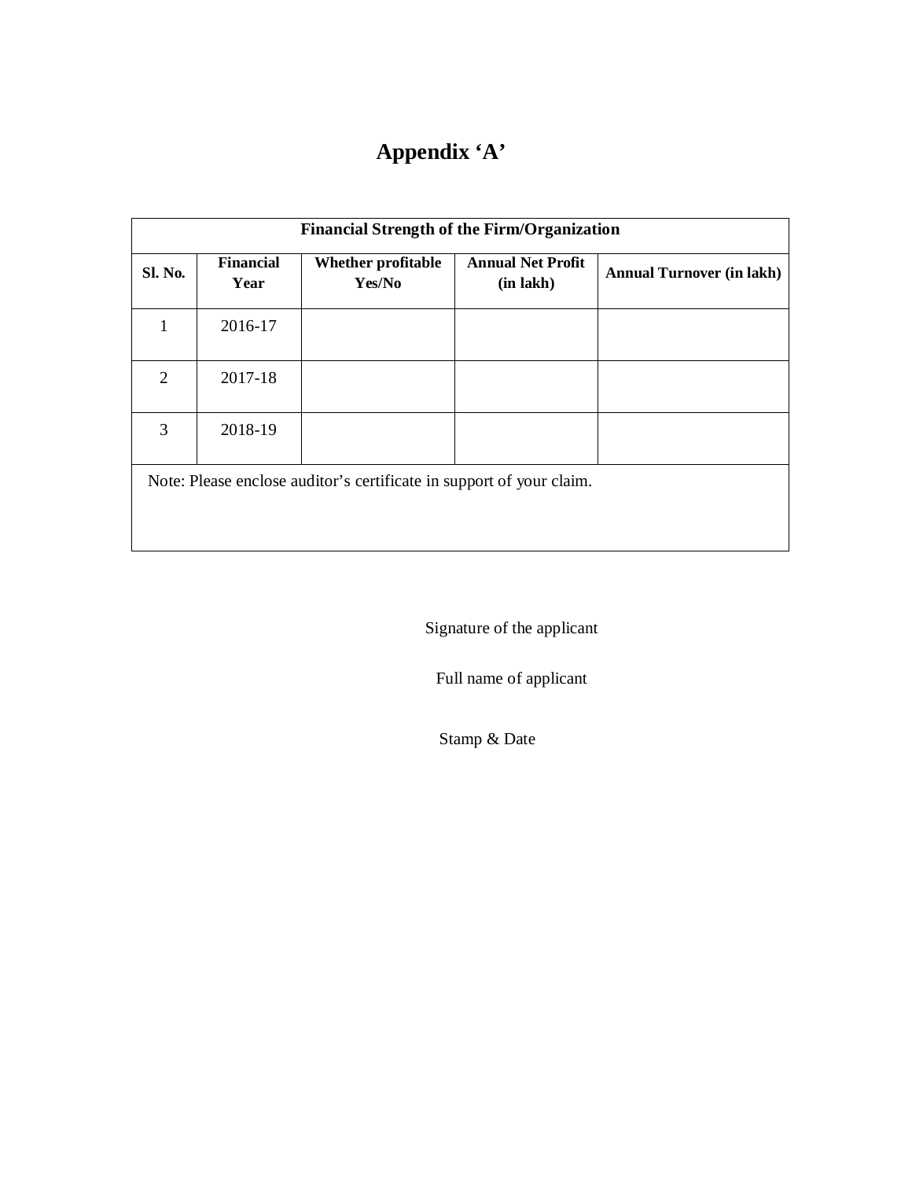# Appendix 'A'

| Financial Strength of the Firm/Organization | | | | |
|---|---|---|---|---|
| **Sl. No.** | **Financial Year** | **Whether profitable Yes/No** | **Annual Net Profit (in lakh)** | **Annual Turnover (in lakh)** |
| 1 | 2016-17 | | | |
| 2 | 2017-18 | | | |
| 3 | 2018-19 | | | |
| Note: Please enclose auditor's certificate in support of your claim. | | | | |

Signature of the applicant

Full name of applicant

Stamp & Date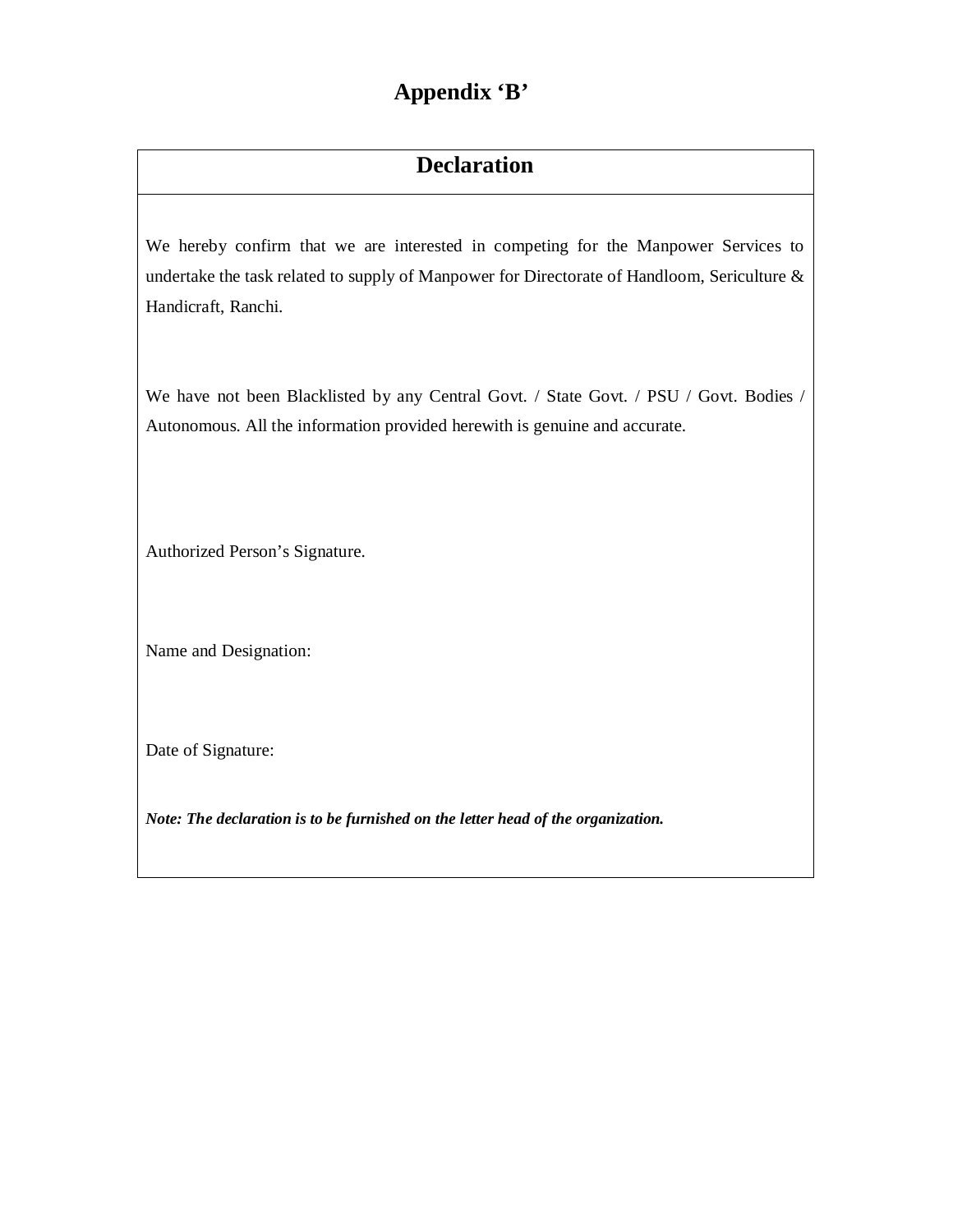# Appendix ‘B’

## Declaration

We hereby confirm that we are interested in competing for the Manpower Services to undertake the task related to supply of Manpower for Directorate of Handloom, Sericulture & Handicraft, Ranchi.

We have not been Blacklisted by any Central Govt. / State Govt. / PSU / Govt. Bodies / Autonomous. All the information provided herewith is genuine and accurate.

Authorized Person’s Signature.

Name and Designation:

Date of Signature:

***Note: The declaration is to be furnished on the letter head of the organization.***